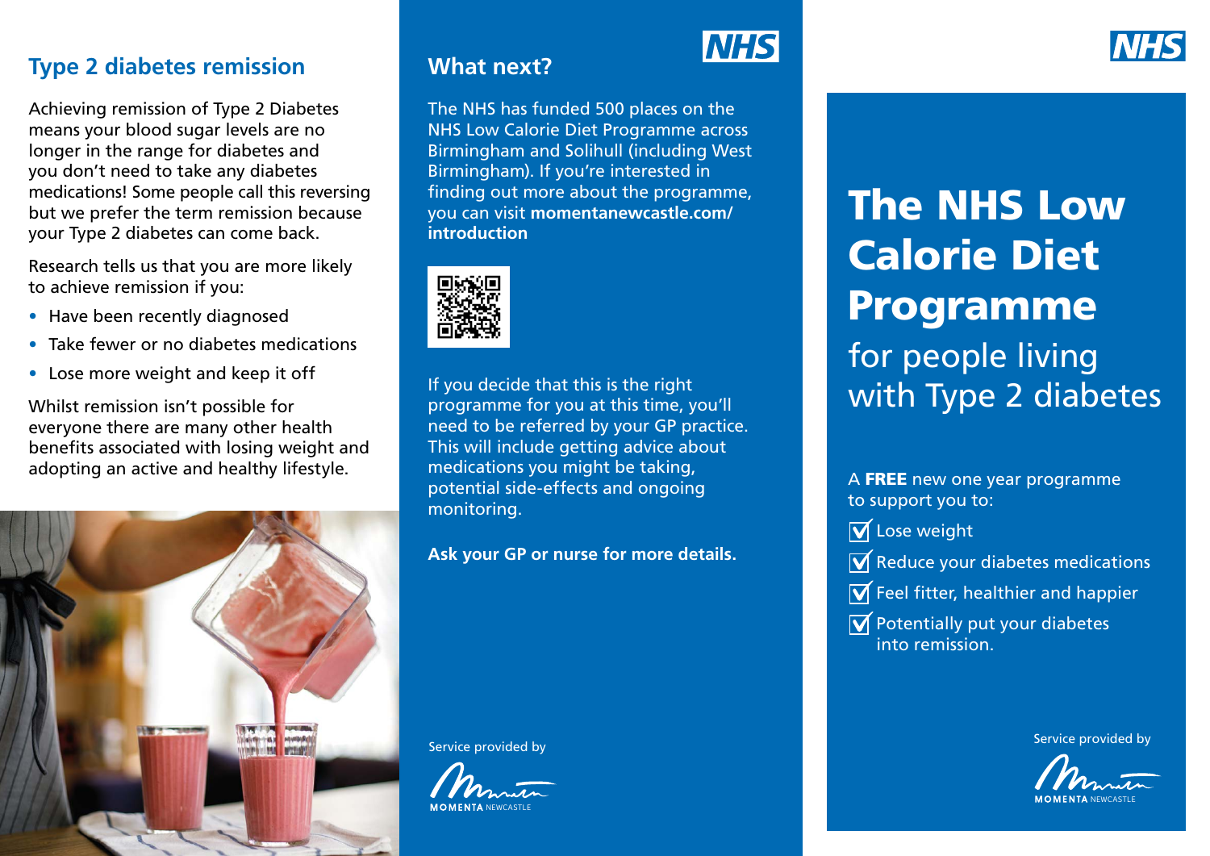# The NHS Low Calorie Diet Programme

## for people living with Type 2 diabetes

A **FREE** new one year programme to support you to:

- ☑ Lose weight
- ☑ Reduce your diabetes medications
- ☑ Feel fitter, healthier and happier
- ☑ Potentially put your diabetes into remission.

Service provided by

MOMENTA NEWCASTLE

## Type 2 diabetes remission

Achieving remission of Type 2 Diabetes means your blood sugar levels are no longer in the range for diabetes and you don't need to take any diabetes medications! Some people call this reversing but we prefer the term remission because your Type 2 diabetes can come back.

Research tells us that you are more likely to achieve remission if you:

- Have been recently diagnosed
- Take fewer or no diabetes medications
- Lose more weight and keep it off

Whilst remission isn't possible for everyone there are many other health benefits associated with losing weight and adopting an active and healthy lifestyle.

## What next?

The NHS has funded 500 places on the NHS Low Calorie Diet Programme across Birmingham and Solihull (including West Birmingham). If you're interested in finding out more about the programme, you can visit **momentanewcastle.com/introduction**

If you decide that this is the right programme for you at this time, you'll need to be referred by your GP practice. This will include getting advice about medications you might be taking, potential side-effects and ongoing monitoring.

**Ask your GP or nurse for more details.**

Service provided by

MOMENTA NEWCASTLE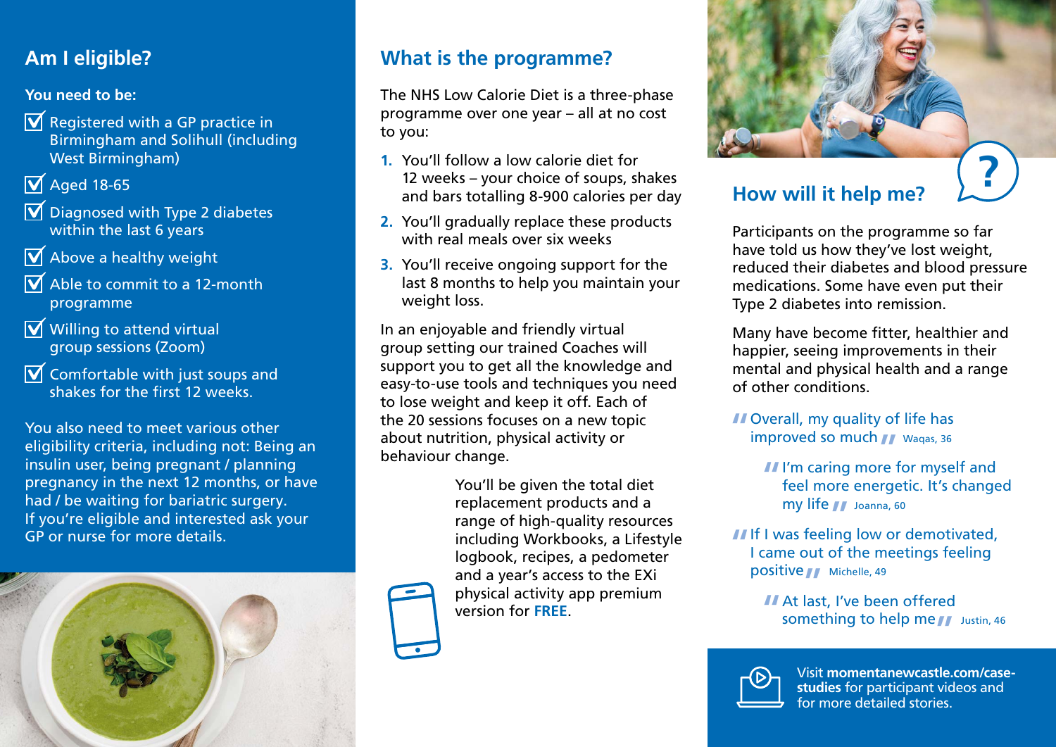## Am I eligible?

**You need to be:**

- Registered with a GP practice in Birmingham and Solihull (including West Birmingham)
- Aged 18-65
- Diagnosed with Type 2 diabetes within the last 6 years
- Above a healthy weight
- Able to commit to a 12-month programme
- Willing to attend virtual group sessions (Zoom)
- Comfortable with just soups and shakes for the first 12 weeks.

You also need to meet various other eligibility criteria, including not: Being an insulin user, being pregnant / planning pregnancy in the next 12 months, or have had / be waiting for bariatric surgery. If you're eligible and interested ask your GP or nurse for more details.

## What is the programme?

The NHS Low Calorie Diet is a three-phase programme over one year – all at no cost to you:

1. You'll follow a low calorie diet for 12 weeks – your choice of soups, shakes and bars totalling 8-900 calories per day
2. You'll gradually replace these products with real meals over six weeks
3. You'll receive ongoing support for the last 8 months to help you maintain your weight loss.

In an enjoyable and friendly virtual group setting our trained Coaches will support you to get all the knowledge and easy-to-use tools and techniques you need to lose weight and keep it off. Each of the 20 sessions focuses on a new topic about nutrition, physical activity or behaviour change.

You'll be given the total diet replacement products and a range of high-quality resources including Workbooks, a Lifestyle logbook, recipes, a pedometer and a year's access to the EXi physical activity app premium version for **FREE**.

## How will it help me?

Participants on the programme so far have told us how they've lost weight, reduced their diabetes and blood pressure medications. Some have even put their Type 2 diabetes into remission.

Many have become fitter, healthier and happier, seeing improvements in their mental and physical health and a range of other conditions.

"Overall, my quality of life has improved so much" Waqas, 36

"I'm caring more for myself and feel more energetic. It's changed my life" Joanna, 60

"If I was feeling low or demotivated, I came out of the meetings feeling positive" Michelle, 49

"At last, I've been offered something to help me" Justin, 46

Visit **momentanewcastle.com/case-studies** for participant videos and for more detailed stories.